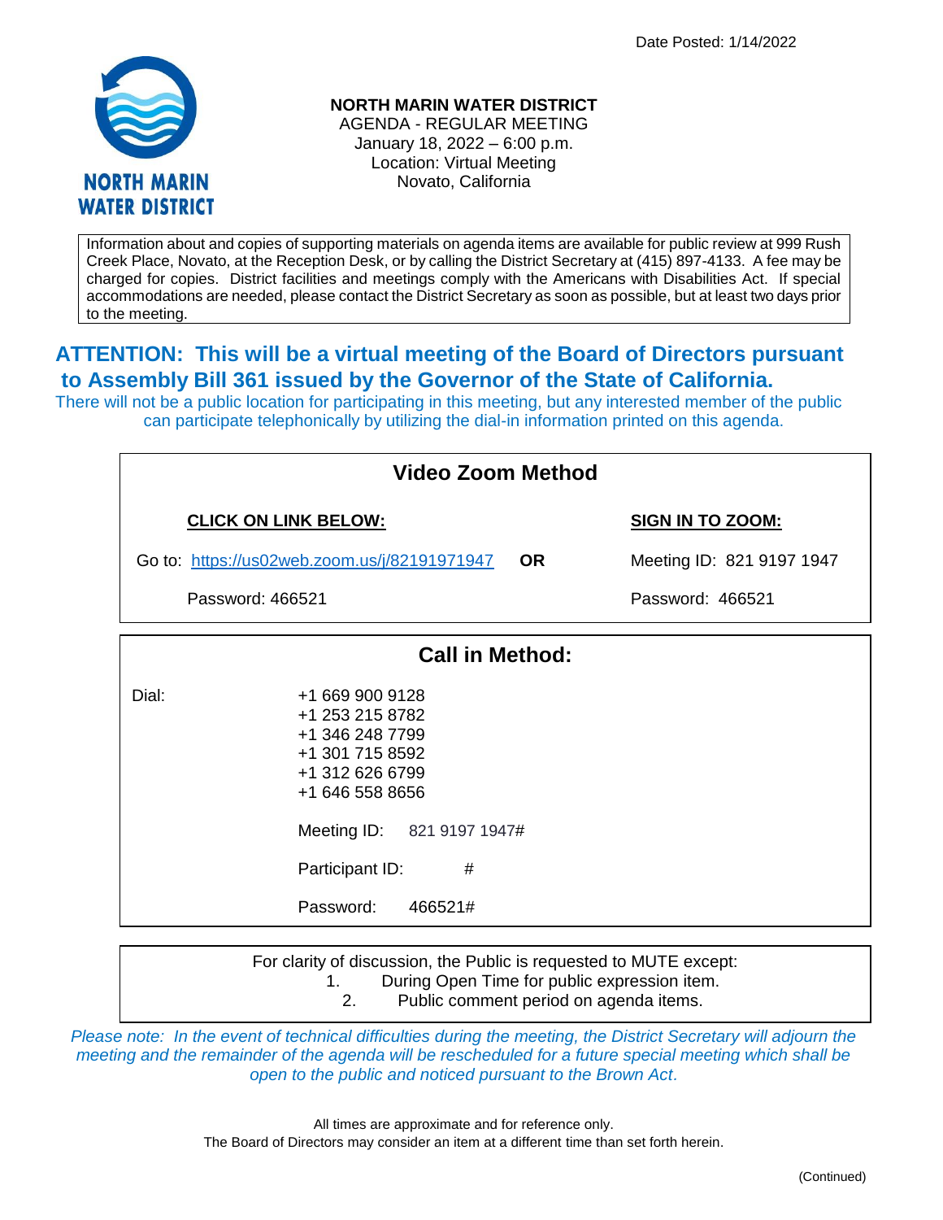Date Posted: 1/14/2022

NORTH MARIN WATER DISTRICT

# NORTH MARIN WATER DISTRICT

AGENDA - REGULAR MEETING
January 18, 2022 – 6:00 p.m.
Location: Virtual Meeting
Novato, California

Information about and copies of supporting materials on agenda items are available for public review at 999 Rush Creek Place, Novato, at the Reception Desk, or by calling the District Secretary at (415) 897-4133. A fee may be charged for copies. District facilities and meetings comply with the Americans with Disabilities Act. If special accommodations are needed, please contact the District Secretary as soon as possible, but at least two days prior to the meeting.

## ATTENTION: This will be a virtual meeting of the Board of Directors pursuant to Assembly Bill 361 issued by the Governor of the State of California.

There will not be a public location for participating in this meeting, but any interested member of the public can participate telephonically by utilizing the dial-in information printed on this agenda.

### Video Zoom Method

| **CLICK ON LINK BELOW:** | | **SIGN IN TO ZOOM:** |
|---|---|---|
| Go to: https://us02web.zoom.us/j/82191971947 | **OR** | Meeting ID: 821 9197 1947 |
| Password: 466521 | | Password: 466521 |

### Call in Method:

Dial:
+1 669 900 9128
+1 253 215 8782
+1 346 248 7799
+1 301 715 8592
+1 312 626 6799
+1 646 558 8656

Meeting ID: 821 9197 1947#

Participant ID: #

Password: 466521#

For clarity of discussion, the Public is requested to MUTE except:
1. During Open Time for public expression item.
2. Public comment period on agenda items.

*Please note: In the event of technical difficulties during the meeting, the District Secretary will adjourn the meeting and the remainder of the agenda will be rescheduled for a future special meeting which shall be open to the public and noticed pursuant to the Brown Act.*

All times are approximate and for reference only.
The Board of Directors may consider an item at a different time than set forth herein.

(Continued)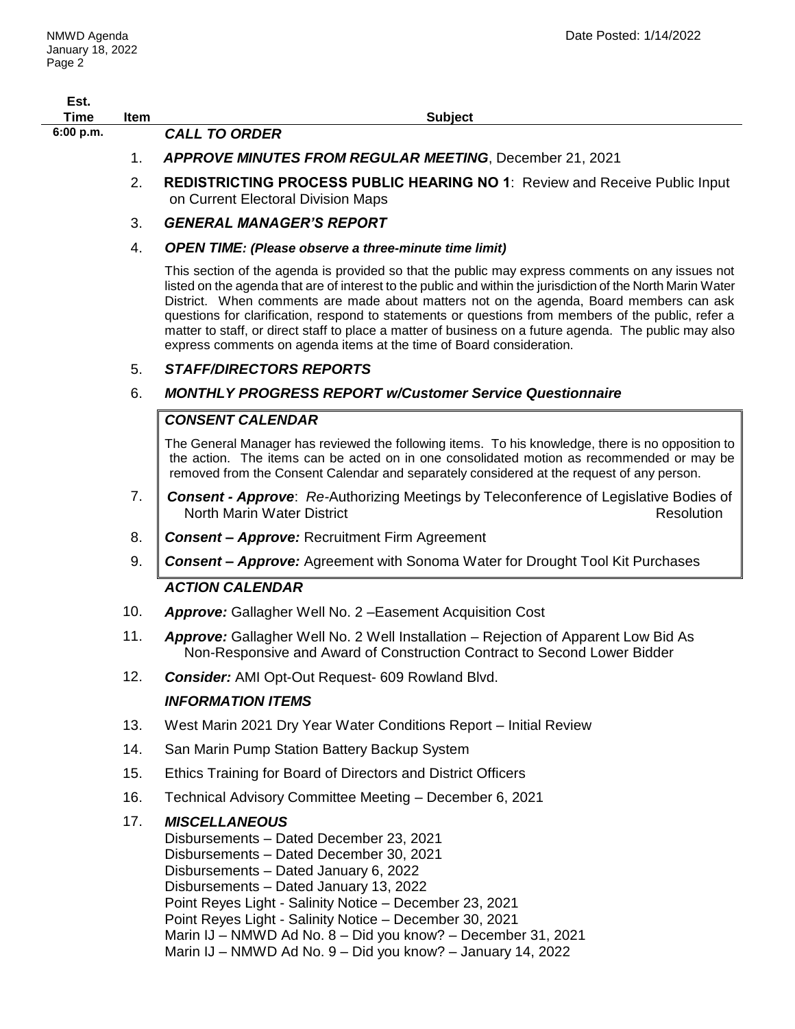| Est. Time | Item | Subject |
|---|---|---|
| 6:00 p.m. | | ***CALL TO ORDER*** |
| | 1. | ***APPROVE MINUTES FROM REGULAR MEETING***, December 21, 2021 |
| | 2. | **REDISTRICTING PROCESS PUBLIC HEARING NO 1**: Review and Receive Public Input on Current Electoral Division Maps |
| | 3. | ***GENERAL MANAGER'S REPORT*** |
| | 4. | ***OPEN TIME: (Please observe a three-minute time limit)*** |

This section of the agenda is provided so that the public may express comments on any issues not listed on the agenda that are of interest to the public and within the jurisdiction of the North Marin Water District. When comments are made about matters not on the agenda, Board members can ask questions for clarification, respond to statements or questions from members of the public, refer a matter to staff, or direct staff to place a matter of business on a future agenda. The public may also express comments on agenda items at the time of Board consideration.

5. ***STAFF/DIRECTORS REPORTS***
6. ***MONTHLY PROGRESS REPORT w/Customer Service Questionnaire***

## *CONSENT CALENDAR*

The General Manager has reviewed the following items. To his knowledge, there is no opposition to the action. The items can be acted on in one consolidated motion as recommended or may be removed from the Consent Calendar and separately considered at the request of any person.

7. ***Consent - Approve***: *Re*-Authorizing Meetings by Teleconference of Legislative Bodies of North Marin Water District — Resolution
8. ***Consent – Approve:*** Recruitment Firm Agreement
9. ***Consent – Approve:*** Agreement with Sonoma Water for Drought Tool Kit Purchases

## *ACTION CALENDAR*

10. ***Approve:*** Gallagher Well No. 2 –Easement Acquisition Cost
11. ***Approve:*** Gallagher Well No. 2 Well Installation – Rejection of Apparent Low Bid As Non-Responsive and Award of Construction Contract to Second Lower Bidder
12. ***Consider:*** AMI Opt-Out Request- 609 Rowland Blvd.

## *INFORMATION ITEMS*

13. West Marin 2021 Dry Year Water Conditions Report – Initial Review
14. San Marin Pump Station Battery Backup System
15. Ethics Training for Board of Directors and District Officers
16. Technical Advisory Committee Meeting – December 6, 2021
17. ***MISCELLANEOUS***
    Disbursements – Dated December 23, 2021
    Disbursements – Dated December 30, 2021
    Disbursements – Dated January 6, 2022
    Disbursements – Dated January 13, 2022
    Point Reyes Light - Salinity Notice – December 23, 2021
    Point Reyes Light - Salinity Notice – December 30, 2021
    Marin IJ – NMWD Ad No. 8 – Did you know? – December 31, 2021
    Marin IJ – NMWD Ad No. 9 – Did you know? – January 14, 2022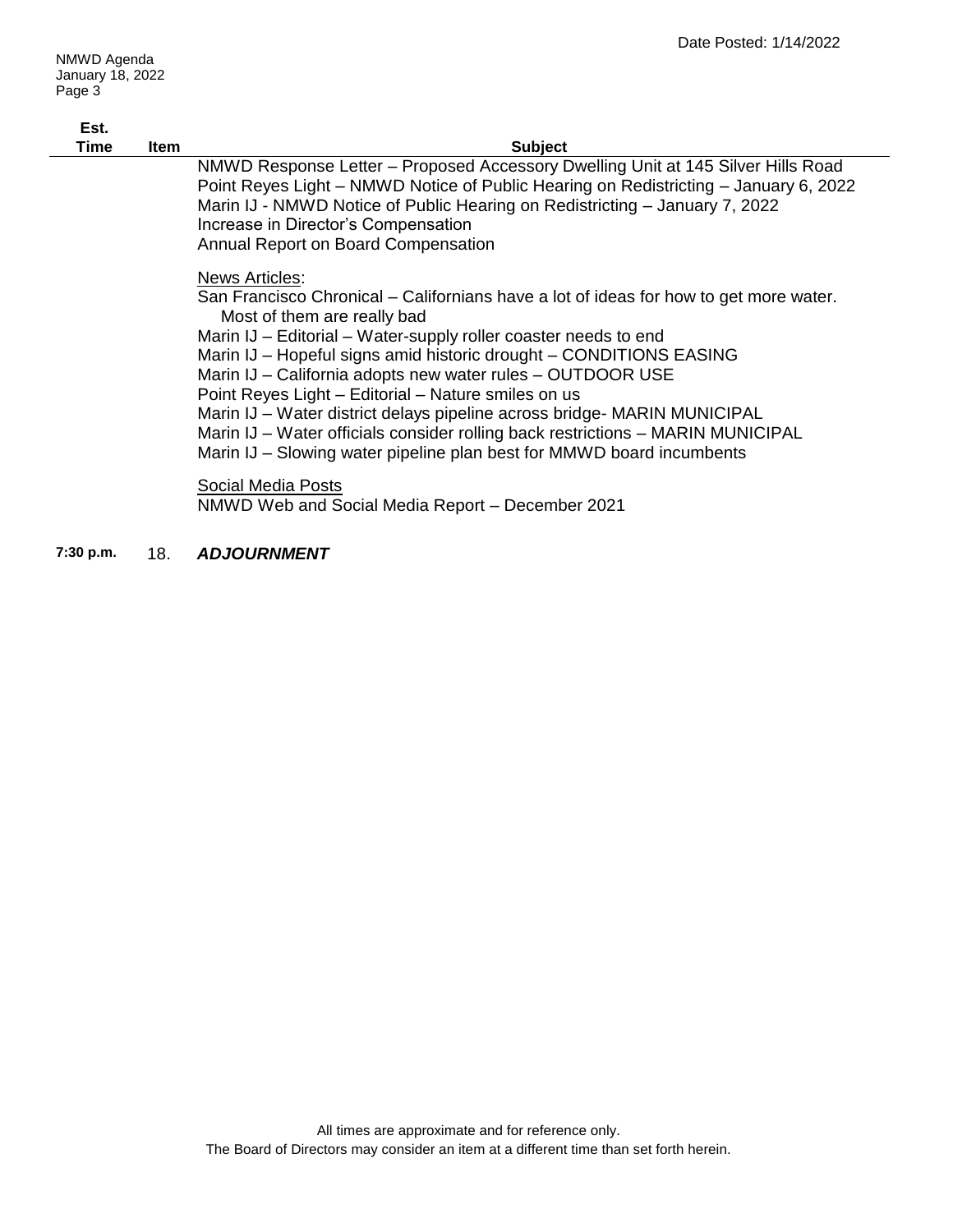Date Posted: 1/14/2022

| Est. Time | Item | Subject |
|---|---|---|
| | | NMWD Response Letter – Proposed Accessory Dwelling Unit at 145 Silver Hills Road |
| | | Point Reyes Light – NMWD Notice of Public Hearing on Redistricting – January 6, 2022 |
| | | Marin IJ - NMWD Notice of Public Hearing on Redistricting – January 7, 2022 |
| | | Increase in Director's Compensation |
| | | Annual Report on Board Compensation |
| | | News Articles: |
| | | San Francisco Chronical – Californians have a lot of ideas for how to get more water. Most of them are really bad |
| | | Marin IJ – Editorial – Water-supply roller coaster needs to end |
| | | Marin IJ – Hopeful signs amid historic drought – CONDITIONS EASING |
| | | Marin IJ – California adopts new water rules – OUTDOOR USE |
| | | Point Reyes Light – Editorial – Nature smiles on us |
| | | Marin IJ – Water district delays pipeline across bridge- MARIN MUNICIPAL |
| | | Marin IJ – Water officials consider rolling back restrictions – MARIN MUNICIPAL |
| | | Marin IJ – Slowing water pipeline plan best for MMWD board incumbents |
| | | Social Media Posts |
| | | NMWD Web and Social Media Report – December 2021 |
| 7:30 p.m. | 18. | ***ADJOURNMENT*** |

All times are approximate and for reference only.
The Board of Directors may consider an item at a different time than set forth herein.